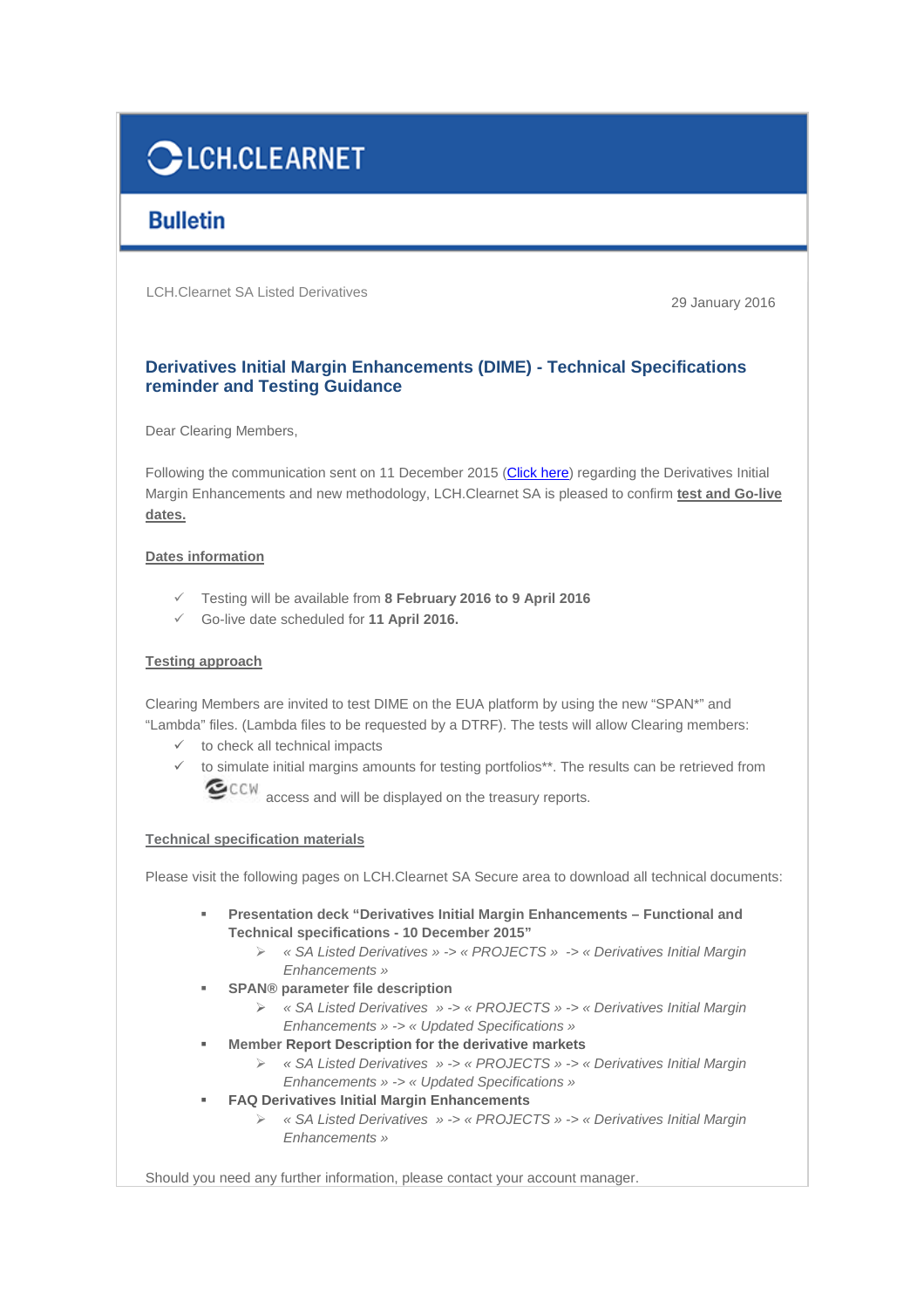# LCH.CLEARNET

## Bulletin

LCH.Clearnet SA Listed Derivatives

29 January 2016

### Derivatives Initial Margin Enhancements (DIME) - Technical Specifications reminder and Testing Guidance

Dear Clearing Members,

Following the communication sent on 11 December 2015 (Click here) regarding the Derivatives Initial Margin Enhancements and new methodology, LCH.Clearnet SA is pleased to confirm **test and Go-live dates.**

**Dates information**

- ✓ Testing will be available from **8 February 2016 to 9 April 2016**
- ✓ Go-live date scheduled for **11 April 2016.**

**Testing approach**

Clearing Members are invited to test DIME on the EUA platform by using the new "SPAN*" and "Lambda" files. (Lambda files to be requested by a DTRF). The tests will allow Clearing members:

- ✓ to check all technical impacts
- ✓ to simulate initial margins amounts for testing portfolios**. The results can be retrieved from CCW access and will be displayed on the treasury reports.

**Technical specification materials**

Please visit the following pages on LCH.Clearnet SA Secure area to download all technical documents:

- **Presentation deck "Derivatives Initial Margin Enhancements – Functional and Technical specifications - 10 December 2015"**
  - *« SA Listed Derivatives » -> « PROJECTS » -> « Derivatives Initial Margin Enhancements »*
- **SPAN® parameter file description**
  - *« SA Listed Derivatives » -> « PROJECTS » -> « Derivatives Initial Margin Enhancements » -> « Updated Specifications »*
- **Member Report Description for the derivative markets**
  - *« SA Listed Derivatives » -> « PROJECTS » -> « Derivatives Initial Margin Enhancements » -> « Updated Specifications »*
- **FAQ Derivatives Initial Margin Enhancements**
  - *« SA Listed Derivatives » -> « PROJECTS » -> « Derivatives Initial Margin Enhancements »*

Should you need any further information, please contact your account manager.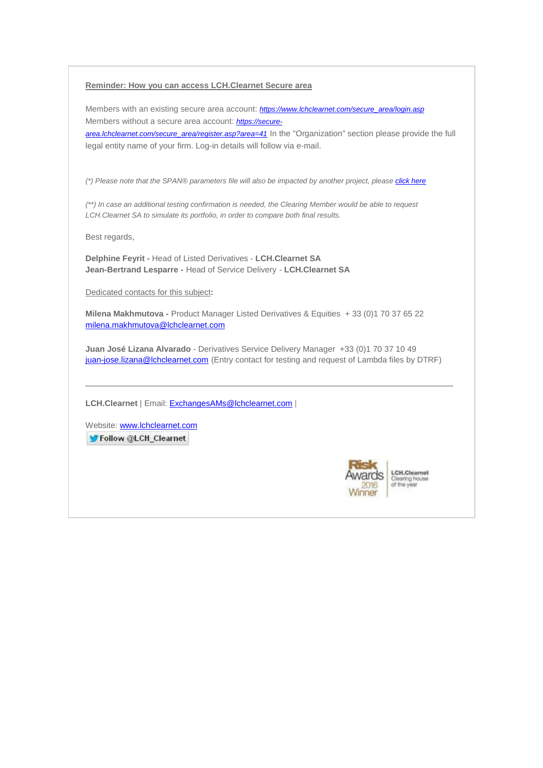Reminder: How you can access LCH.Clearnet Secure area

Members with an existing secure area account: *https://www.lchclearnet.com/secure_area/login.asp*
Members without a secure area account: *https://secure-area.lchclearnet.com/secure_area/register.asp?area=41* In the "Organization" section please provide the full legal entity name of your firm. Log-in details will follow via e-mail.

*(\*) Please note that the SPAN® parameters file will also be impacted by another project, please click here*

*(\*\*) In case an additional testing confirmation is needed, the Clearing Member would be able to request LCH.Clearnet SA to simulate its portfolio, in order to compare both final results.*

Best regards,

**Delphine Feyrit -** Head of Listed Derivatives - **LCH.Clearnet SA**
**Jean-Bertrand Lesparre -** Head of Service Delivery - **LCH.Clearnet SA**

Dedicated contacts for this subject**:**

**Milena Makhmutova -** Product Manager Listed Derivatives & Equities + 33 (0)1 70 37 65 22
milena.makhmutova@lchclearnet.com

**Juan José Lizana Alvarado** - Derivatives Service Delivery Manager +33 (0)1 70 37 10 49
juan-jose.lizana@lchclearnet.com (Entry contact for testing and request of Lambda files by DTRF)

---

**LCH.Clearnet** | Email: ExchangesAMs@lchclearnet.com |

Website: www.lchclearnet.com
Follow @LCH_Clearnet

Risk Awards 2016 Winner | LCH.Clearnet Clearing house of the year